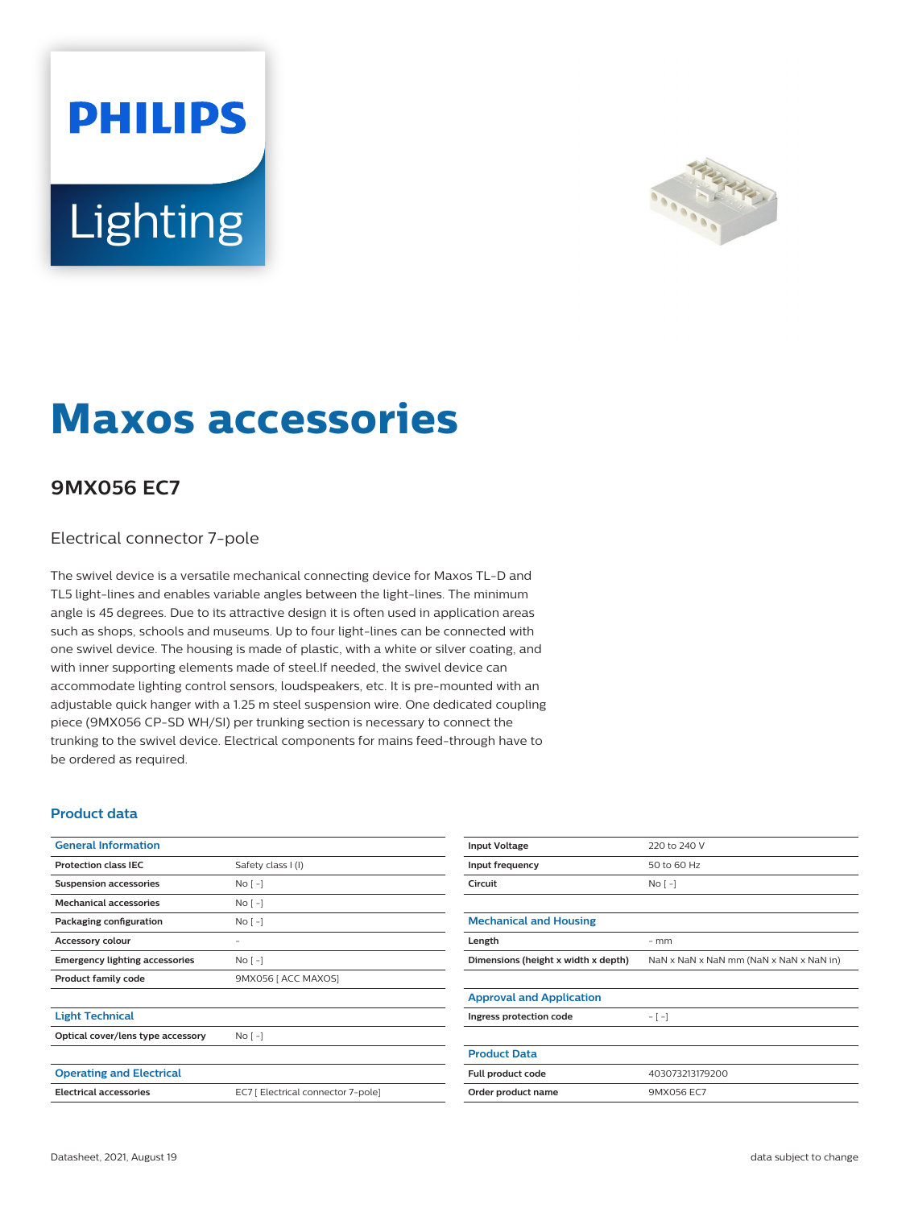PHILIPS

Lighting

# Maxos accessories

## 9MX056 EC7

Electrical connector 7-pole

The swivel device is a versatile mechanical connecting device for Maxos TL-D and TL5 light-lines and enables variable angles between the light-lines. The minimum angle is 45 degrees. Due to its attractive design it is often used in application areas such as shops, schools and museums. Up to four light-lines can be connected with one swivel device. The housing is made of plastic, with a white or silver coating, and with inner supporting elements made of steel.If needed, the swivel device can accommodate lighting control sensors, loudspeakers, etc. It is pre-mounted with an adjustable quick hanger with a 1.25 m steel suspension wire. One dedicated coupling piece (9MX056 CP-SD WH/SI) per trunking section is necessary to connect the trunking to the swivel device. Electrical components for mains feed-through have to be ordered as required.

### Product data

| General Information | |
|---|---|
| Protection class IEC | Safety class I (I) |
| Suspension accessories | No [ -] |
| Mechanical accessories | No [ -] |
| Packaging configuration | No [ -] |
| Accessory colour | - |
| Emergency lighting accessories | No [ -] |
| Product family code | 9MX056 [ ACC MAXOS] |

| Light Technical | |
|---|---|
| Optical cover/lens type accessory | No [ -] |

| Operating and Electrical | |
|---|---|
| Electrical accessories | EC7 [ Electrical connector 7-pole] |
| Input Voltage | 220 to 240 V |
| Input frequency | 50 to 60 Hz |
| Circuit | No [ -] |

| Mechanical and Housing | |
|---|---|
| Length | - mm |
| Dimensions (height x width x depth) | NaN x NaN x NaN mm (NaN x NaN x NaN in) |

| Approval and Application | |
|---|---|
| Ingress protection code | - [ -] |

| Product Data | |
|---|---|
| Full product code | 403073213179200 |
| Order product name | 9MX056 EC7 |

Datasheet, 2021, August 19

data subject to change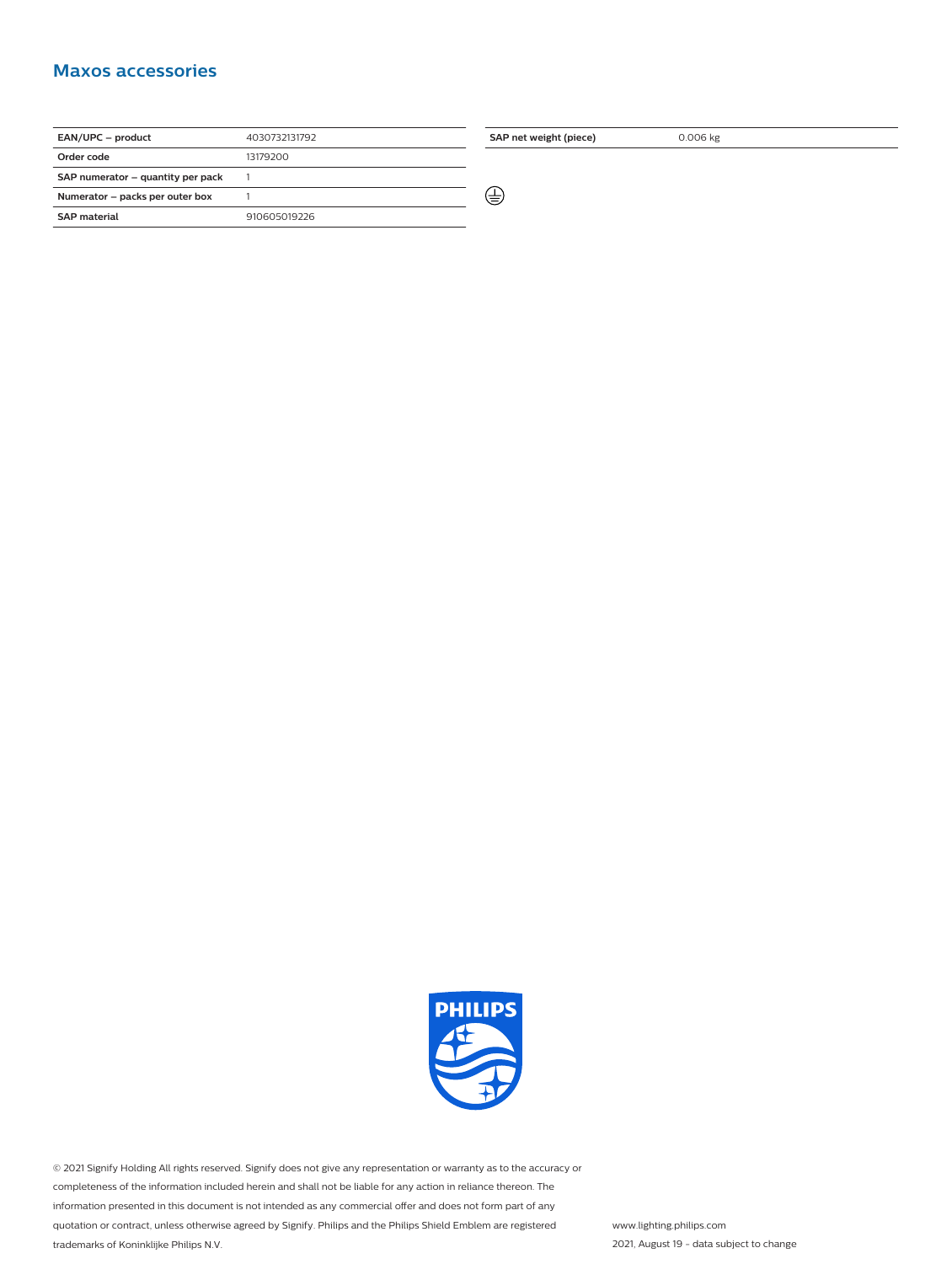## Maxos accessories

| | |
|---|---|
| **EAN/UPC – product** | 4030732131792 |
| **Order code** | 13179200 |
| **SAP numerator – quantity per pack** | 1 |
| **Numerator – packs per outer box** | 1 |
| **SAP material** | 910605019226 |
| **SAP net weight (piece)** | 0.006 kg |

© 2021 Signify Holding All rights reserved. Signify does not give any representation or warranty as to the accuracy or completeness of the information included herein and shall not be liable for any action in reliance thereon. The information presented in this document is not intended as any commercial offer and does not form part of any quotation or contract, unless otherwise agreed by Signify. Philips and the Philips Shield Emblem are registered trademarks of Koninklijke Philips N.V.

www.lighting.philips.com

2021, August 19 - data subject to change